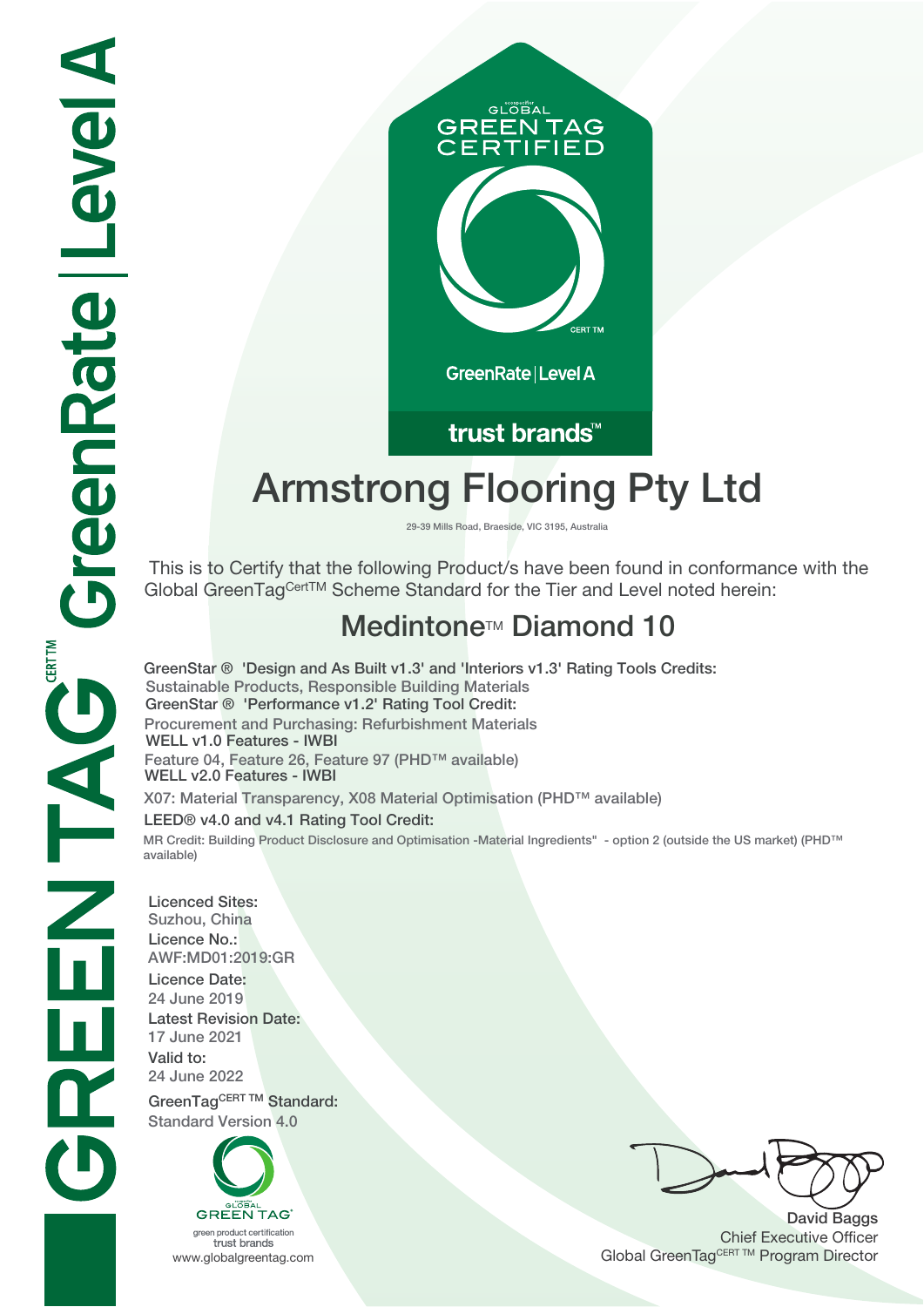GLOBAL GREEN TAG CERTIFIED

CERT TM

GreenRate | Level A

trust brands™

# Armstrong Flooring Pty Ltd

29-39 Mills Road, Braeside, VIC 3195, Australia

This is to Certify that the following Product/s have been found in conformance with the Global GreenTag CertTM Scheme Standard for the Tier and Level noted herein:

## Medintone™ Diamond 10

**GreenStar ® 'Design and As Built v1.3' and 'Interiors v1.3' Rating Tools Credits:**
Sustainable Products, Responsible Building Materials
**GreenStar ® 'Performance v1.2' Rating Tool Credit:**
Procurement and Purchasing: Refurbishment Materials
**WELL v1.0 Features - IWBI**
Feature 04, Feature 26, Feature 97 (PHD™ available)
**WELL v2.0 Features - IWBI**
X07: Material Transparency, X08 Material Optimisation (PHD™ available)
**LEED® v4.0 and v4.1 Rating Tool Credit:**
MR Credit: Building Product Disclosure and Optimisation -Material Ingredients" - option 2 (outside the US market) (PHD™ available)

**Licenced Sites:**
Suzhou, China
**Licence No.:**
AWF:MD01:2019:GR
**Licence Date:**
24 June 2019
**Latest Revision Date:**
17 June 2021
**Valid to:**
24 June 2022
**GreenTag CERT TM Standard:**
Standard Version 4.0

GLOBAL GREEN TAG
green product certification
trust brands
www.globalgreentag.com

**David Baggs**
Chief Executive Officer
Global GreenTag CERT TM Program Director

GREENTAG CERT TM GreenRate | Level A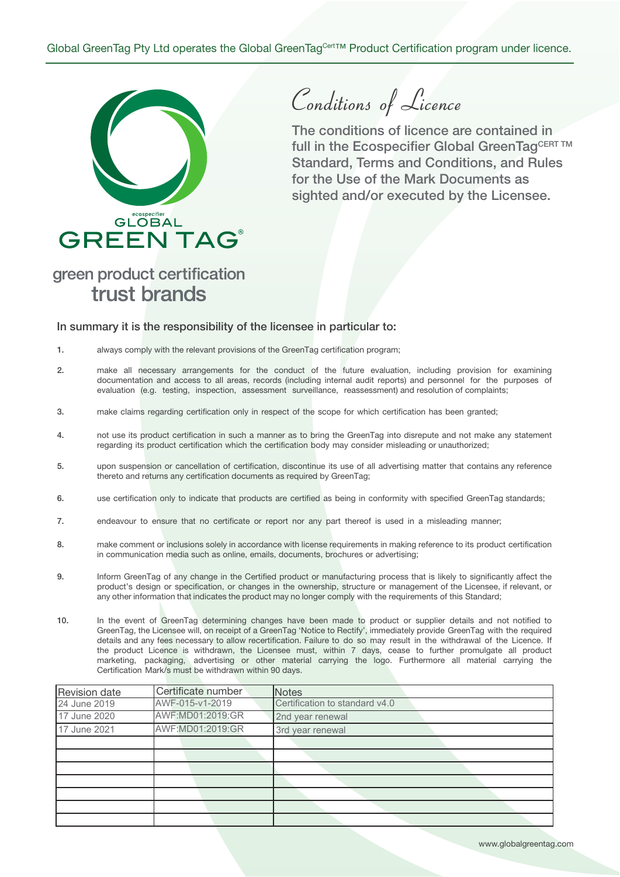Global GreenTag Pty Ltd operates the Global GreenTag[Cert]™ Product Certification program under licence.

ecospecifier GLOBAL GREEN TAG®

green product certification
trust brands

# *Conditions of Licence*

**The conditions of licence are contained in full in the Ecospecifier Global GreenTag[CERT TM] Standard, Terms and Conditions, and Rules for the Use of the Mark Documents as sighted and/or executed by the Licensee.**

### In summary it is the responsibility of the licensee in particular to:

1. always comply with the relevant provisions of the GreenTag certification program;
2. make all necessary arrangements for the conduct of the future evaluation, including provision for examining documentation and access to all areas, records (including internal audit reports) and personnel for the purposes of evaluation (e.g. testing, inspection, assessment surveillance, reassessment) and resolution of complaints;
3. make claims regarding certification only in respect of the scope for which certification has been granted;
4. not use its product certification in such a manner as to bring the GreenTag into disrepute and not make any statement regarding its product certification which the certification body may consider misleading or unauthorized;
5. upon suspension or cancellation of certification, discontinue its use of all advertising matter that contains any reference thereto and returns any certification documents as required by GreenTag;
6. use certification only to indicate that products are certified as being in conformity with specified GreenTag standards;
7. endeavour to ensure that no certificate or report nor any part thereof is used in a misleading manner;
8. make comment or inclusions solely in accordance with license requirements in making reference to its product certification in communication media such as online, emails, documents, brochures or advertising;
9. Inform GreenTag of any change in the Certified product or manufacturing process that is likely to significantly affect the product's design or specification, or changes in the ownership, structure or management of the Licensee, if relevant, or any other information that indicates the product may no longer comply with the requirements of this Standard;
10. In the event of GreenTag determining changes have been made to product or supplier details and not notified to GreenTag, the Licensee will, on receipt of a GreenTag 'Notice to Rectify', immediately provide GreenTag with the required details and any fees necessary to allow recertification. Failure to do so may result in the withdrawal of the Licence. If the product Licence is withdrawn, the Licensee must, within 7 days, cease to further promulgate all product marketing, packaging, advertising or other material carrying the logo. Furthermore all material carrying the Certification Mark/s must be withdrawn within 90 days.

| Revision date | Certificate number | Notes |
|---|---|---|
| 24 June 2019 | AWF-015-v1-2019 | Certification to standard v4.0 |
| 17 June 2020 | AWF:MD01:2019:GR | 2nd year renewal |
| 17 June 2021 | AWF:MD01:2019:GR | 3rd year renewal |
| | | |
| | | |
| | | |
| | | |
| | | |
| | | |
| | | |

www.globalgreentag.com